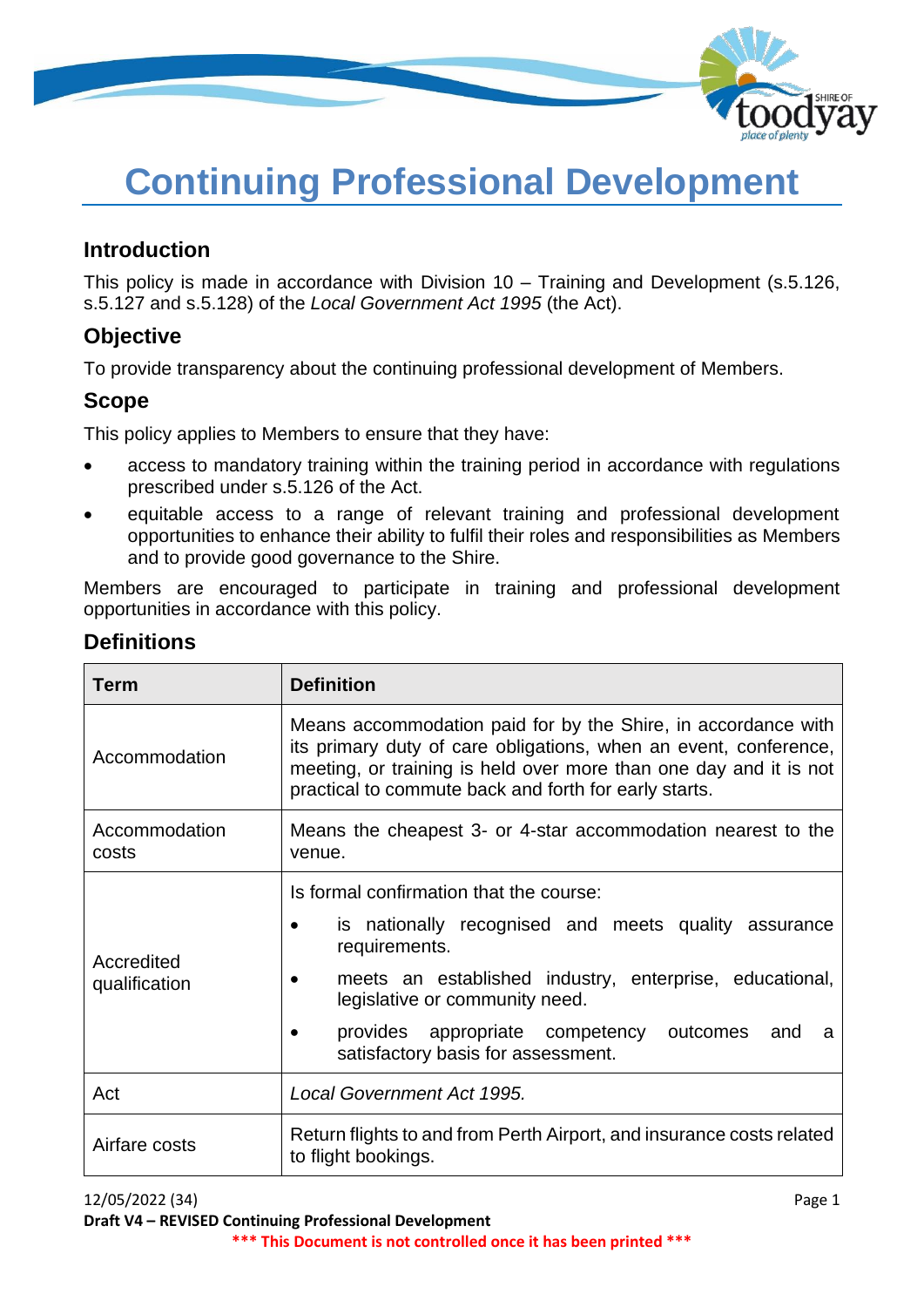# Continuing Professional Development

## Introduction

This policy is made in accordance with Division 10 – Training and Development (s.5.126, s.5.127 and s.5.128) of the *Local Government Act 1995* (the Act).

## Objective

To provide transparency about the continuing professional development of Members.

## Scope

This policy applies to Members to ensure that they have:

- access to mandatory training within the training period in accordance with regulations prescribed under s.5.126 of the Act.
- equitable access to a range of relevant training and professional development opportunities to enhance their ability to fulfil their roles and responsibilities as Members and to provide good governance to the Shire.

Members are encouraged to participate in training and professional development opportunities in accordance with this policy.

## Definitions

| Term | Definition |
|---|---|
| Accommodation | Means accommodation paid for by the Shire, in accordance with its primary duty of care obligations, when an event, conference, meeting, or training is held over more than one day and it is not practical to commute back and forth for early starts. |
| Accommodation costs | Means the cheapest 3- or 4-star accommodation nearest to the venue. |
| Accredited qualification | Is formal confirmation that the course: <br>• is nationally recognised and meets quality assurance requirements. <br>• meets an established industry, enterprise, educational, legislative or community need. <br>• provides appropriate competency outcomes and a satisfactory basis for assessment. |
| Act | *Local Government Act 1995.* |
| Airfare costs | Return flights to and from Perth Airport, and insurance costs related to flight bookings. |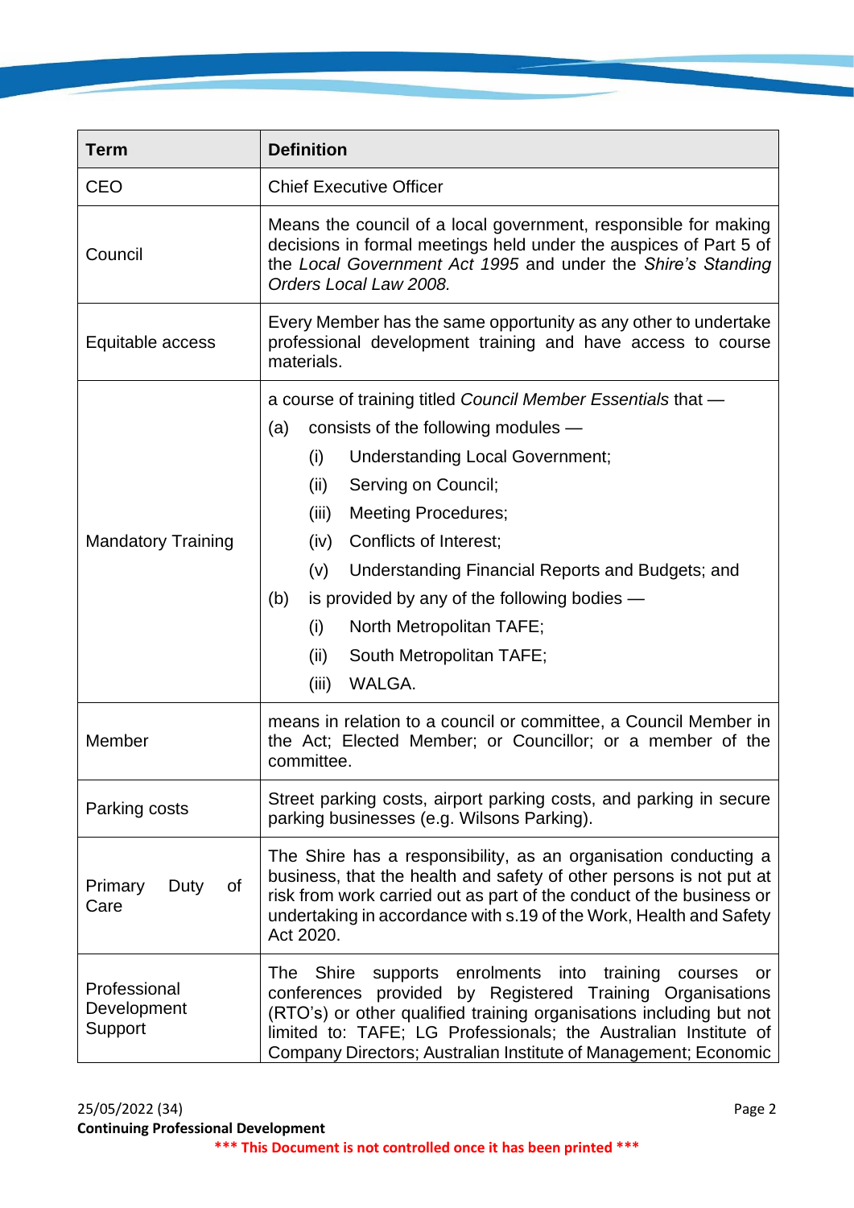| Term | Definition |
|---|---|
| CEO | Chief Executive Officer |
| Council | Means the council of a local government, responsible for making decisions in formal meetings held under the auspices of Part 5 of the *Local Government Act 1995* and under the *Shire's Standing Orders Local Law 2008.* |
| Equitable access | Every Member has the same opportunity as any other to undertake professional development training and have access to course materials. |
| Mandatory Training | a course of training titled *Council Member Essentials* that —<br>(a) consists of the following modules —<br>(i) Understanding Local Government;<br>(ii) Serving on Council;<br>(iii) Meeting Procedures;<br>(iv) Conflicts of Interest;<br>(v) Understanding Financial Reports and Budgets; and<br>(b) is provided by any of the following bodies —<br>(i) North Metropolitan TAFE;<br>(ii) South Metropolitan TAFE;<br>(iii) WALGA. |
| Member | means in relation to a council or committee, a Council Member in the Act; Elected Member; or Councillor; or a member of the committee. |
| Parking costs | Street parking costs, airport parking costs, and parking in secure parking businesses (e.g. Wilsons Parking). |
| Primary Duty of Care | The Shire has a responsibility, as an organisation conducting a business, that the health and safety of other persons is not put at risk from work carried out as part of the conduct of the business or undertaking in accordance with s.19 of the Work, Health and Safety Act 2020. |
| Professional Development Support | The Shire supports enrolments into training courses or conferences provided by Registered Training Organisations (RTO's) or other qualified training organisations including but not limited to: TAFE; LG Professionals; the Australian Institute of Company Directors; Australian Institute of Management; Economic |

25/05/2022 (34)

**Continuing Professional Development**

*** This Document is not controlled once it has been printed ***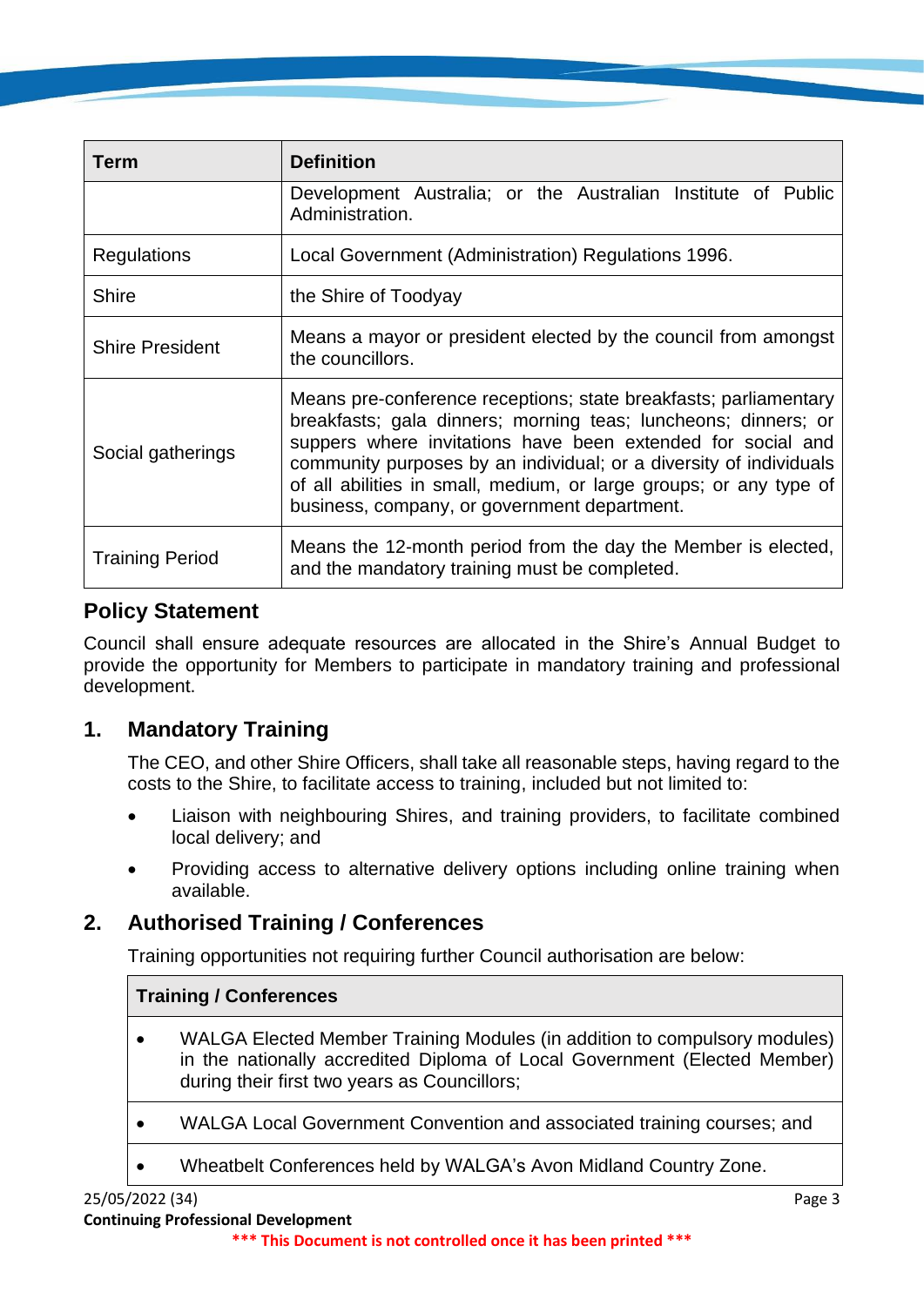| Term | Definition |
|---|---|
| | Development Australia; or the Australian Institute of Public Administration. |
| Regulations | Local Government (Administration) Regulations 1996. |
| Shire | the Shire of Toodyay |
| Shire President | Means a mayor or president elected by the council from amongst the councillors. |
| Social gatherings | Means pre-conference receptions; state breakfasts; parliamentary breakfasts; gala dinners; morning teas; luncheons; dinners; or suppers where invitations have been extended for social and community purposes by an individual; or a diversity of individuals of all abilities in small, medium, or large groups; or any type of business, company, or government department. |
| Training Period | Means the 12-month period from the day the Member is elected, and the mandatory training must be completed. |

## Policy Statement

Council shall ensure adequate resources are allocated in the Shire's Annual Budget to provide the opportunity for Members to participate in mandatory training and professional development.

### 1. Mandatory Training

The CEO, and other Shire Officers, shall take all reasonable steps, having regard to the costs to the Shire, to facilitate access to training, included but not limited to:

- Liaison with neighbouring Shires, and training providers, to facilitate combined local delivery; and
- Providing access to alternative delivery options including online training when available.

### 2. Authorised Training / Conferences

Training opportunities not requiring further Council authorisation are below:

| Training / Conferences |
|---|
| • WALGA Elected Member Training Modules (in addition to compulsory modules) in the nationally accredited Diploma of Local Government (Elected Member) during their first two years as Councillors; |
| • WALGA Local Government Convention and associated training courses; and |
| • Wheatbelt Conferences held by WALGA's Avon Midland Country Zone. |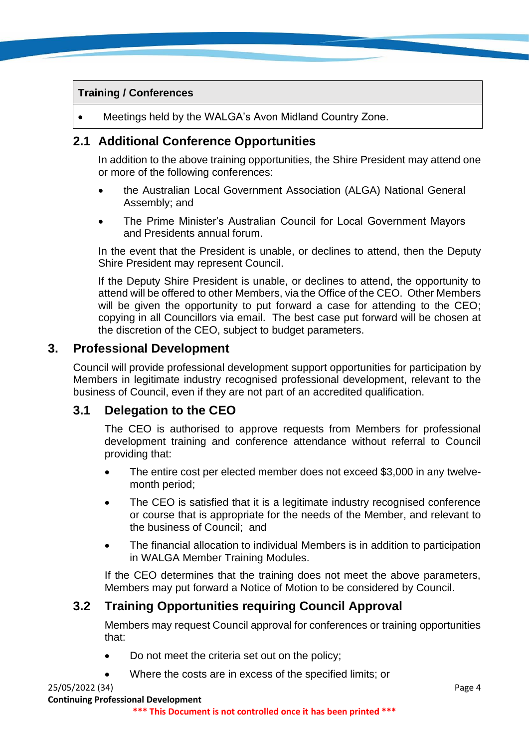| Training / Conferences |
| --- |
| • Meetings held by the WALGA's Avon Midland Country Zone. |

## 2.1 Additional Conference Opportunities

In addition to the above training opportunities, the Shire President may attend one or more of the following conferences:

- the Australian Local Government Association (ALGA) National General Assembly; and
- The Prime Minister's Australian Council for Local Government Mayors and Presidents annual forum.

In the event that the President is unable, or declines to attend, then the Deputy Shire President may represent Council.

If the Deputy Shire President is unable, or declines to attend, the opportunity to attend will be offered to other Members, via the Office of the CEO. Other Members will be given the opportunity to put forward a case for attending to the CEO; copying in all Councillors via email. The best case put forward will be chosen at the discretion of the CEO, subject to budget parameters.

# 3. Professional Development

Council will provide professional development support opportunities for participation by Members in legitimate industry recognised professional development, relevant to the business of Council, even if they are not part of an accredited qualification.

## 3.1 Delegation to the CEO

The CEO is authorised to approve requests from Members for professional development training and conference attendance without referral to Council providing that:

- The entire cost per elected member does not exceed $3,000 in any twelve-month period;
- The CEO is satisfied that it is a legitimate industry recognised conference or course that is appropriate for the needs of the Member, and relevant to the business of Council; and
- The financial allocation to individual Members is in addition to participation in WALGA Member Training Modules.

If the CEO determines that the training does not meet the above parameters, Members may put forward a Notice of Motion to be considered by Council.

## 3.2 Training Opportunities requiring Council Approval

Members may request Council approval for conferences or training opportunities that:

- Do not meet the criteria set out on the policy;
- Where the costs are in excess of the specified limits; or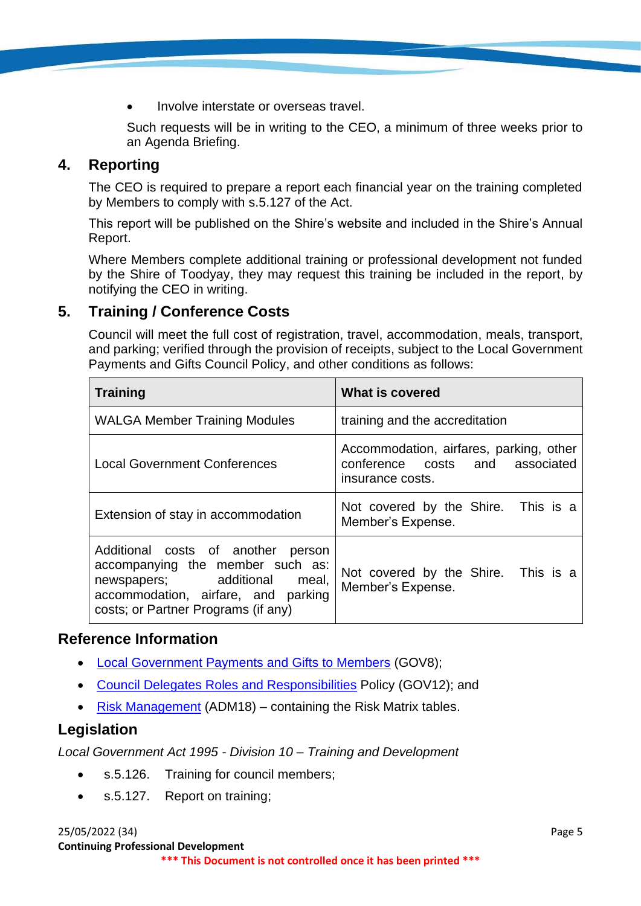- Involve interstate or overseas travel.

Such requests will be in writing to the CEO, a minimum of three weeks prior to an Agenda Briefing.

## 4. Reporting

The CEO is required to prepare a report each financial year on the training completed by Members to comply with s.5.127 of the Act.

This report will be published on the Shire's website and included in the Shire's Annual Report.

Where Members complete additional training or professional development not funded by the Shire of Toodyay, they may request this training be included in the report, by notifying the CEO in writing.

## 5. Training / Conference Costs

Council will meet the full cost of registration, travel, accommodation, meals, transport, and parking; verified through the provision of receipts, subject to the Local Government Payments and Gifts Council Policy, and other conditions as follows:

| Training | What is covered |
|---|---|
| WALGA Member Training Modules | training and the accreditation |
| Local Government Conferences | Accommodation, airfares, parking, other conference costs and associated insurance costs. |
| Extension of stay in accommodation | Not covered by the Shire. This is a Member's Expense. |
| Additional costs of another person accompanying the member such as: newspapers; additional meal, accommodation, airfare, and parking costs; or Partner Programs (if any) | Not covered by the Shire. This is a Member's Expense. |

## Reference Information

- Local Government Payments and Gifts to Members (GOV8);
- Council Delegates Roles and Responsibilities Policy (GOV12); and
- Risk Management (ADM18) – containing the Risk Matrix tables.

## Legislation

*Local Government Act 1995 - Division 10 – Training and Development*

- s.5.126. Training for council members;
- s.5.127. Report on training;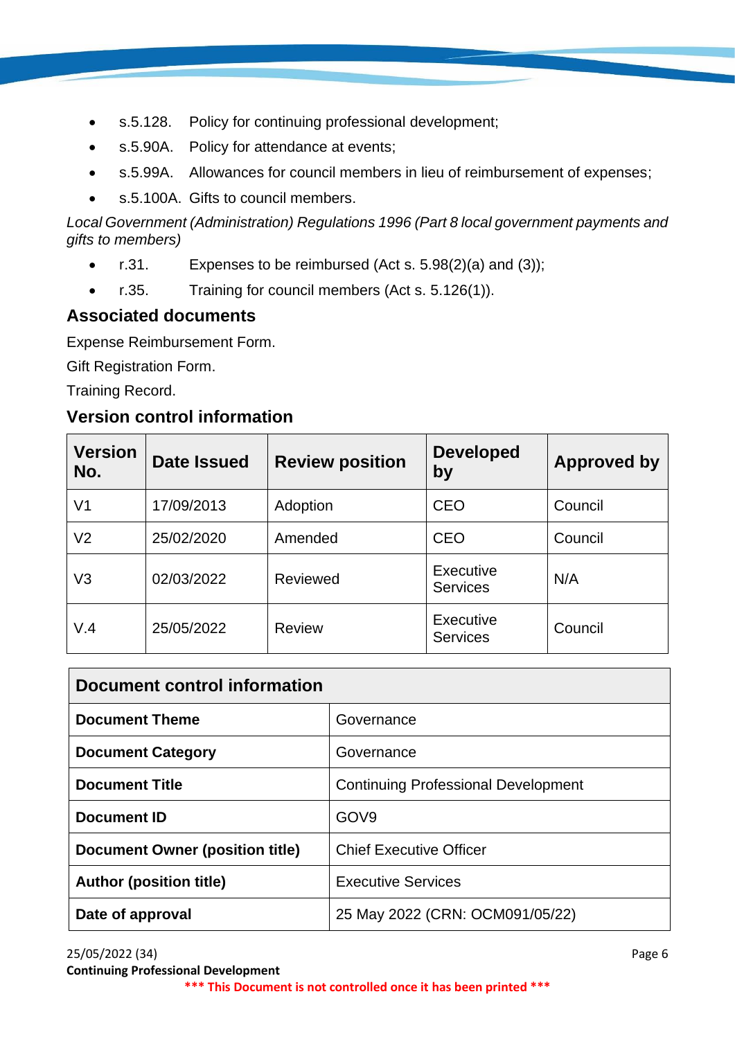- s.5.128. Policy for continuing professional development;
- s.5.90A. Policy for attendance at events;
- s.5.99A. Allowances for council members in lieu of reimbursement of expenses;
- s.5.100A. Gifts to council members.

*Local Government (Administration) Regulations 1996 (Part 8 local government payments and gifts to members)*

- r.31. Expenses to be reimbursed (Act s. 5.98(2)(a) and (3));
- r.35. Training for council members (Act s. 5.126(1)).

## Associated documents

Expense Reimbursement Form.

Gift Registration Form.

Training Record.

## Version control information

| Version No. | Date Issued | Review position | Developed by | Approved by |
|---|---|---|---|---|
| V1 | 17/09/2013 | Adoption | CEO | Council |
| V2 | 25/02/2020 | Amended | CEO | Council |
| V3 | 02/03/2022 | Reviewed | Executive Services | N/A |
| V.4 | 25/05/2022 | Review | Executive Services | Council |

| Document control information | |
|---|---|
| **Document Theme** | Governance |
| **Document Category** | Governance |
| **Document Title** | Continuing Professional Development |
| **Document ID** | GOV9 |
| **Document Owner (position title)** | Chief Executive Officer |
| **Author (position title)** | Executive Services |
| **Date of approval** | 25 May 2022 (CRN: OCM091/05/22) |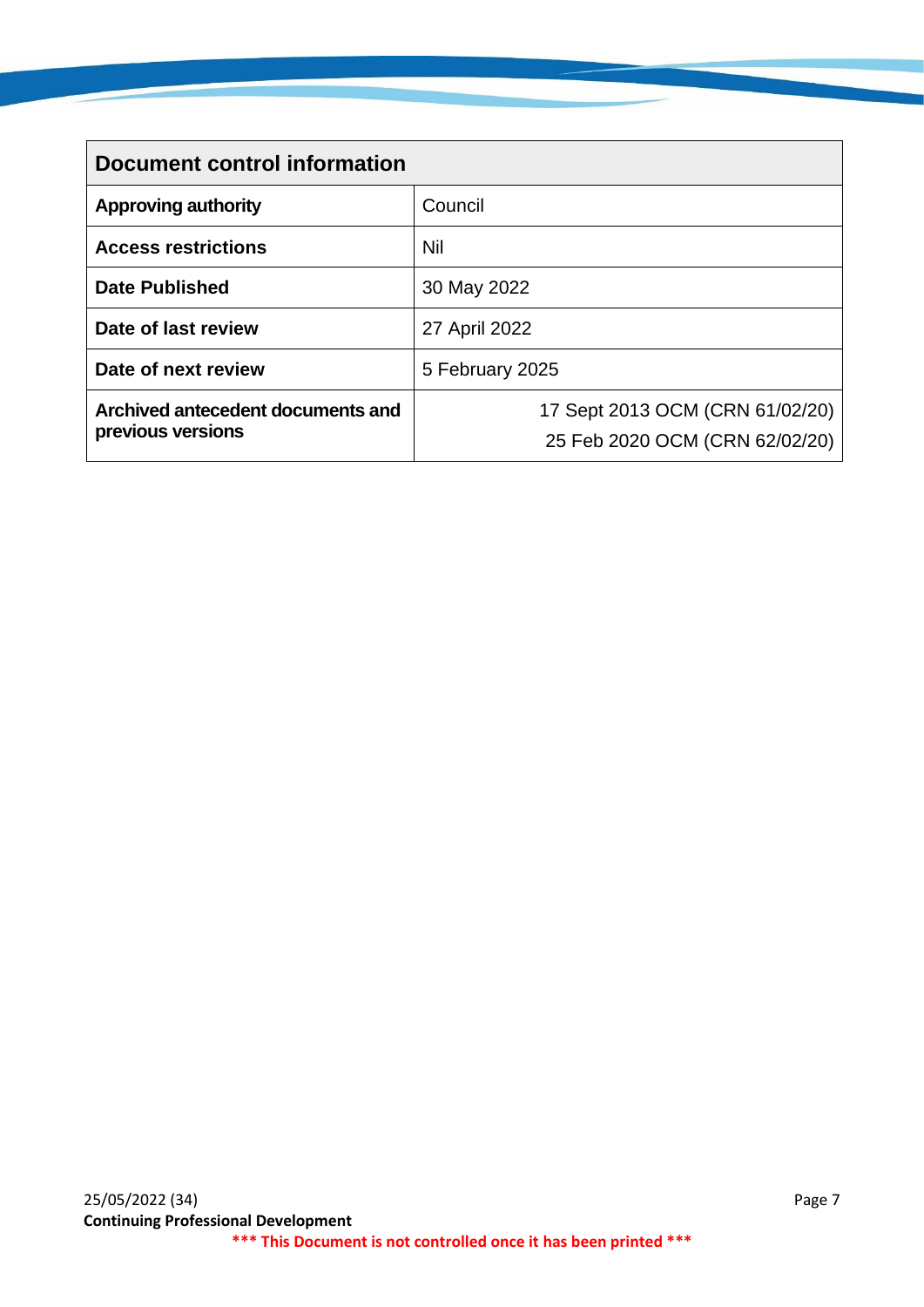| Document control information | |
|---|---|
| **Approving authority** | Council |
| **Access restrictions** | Nil |
| **Date Published** | 30 May 2022 |
| **Date of last review** | 27 April 2022 |
| **Date of next review** | 5 February 2025 |
| **Archived antecedent documents and previous versions** | 17 Sept 2013 OCM (CRN 61/02/20)<br>25 Feb 2020 OCM (CRN 62/02/20) |